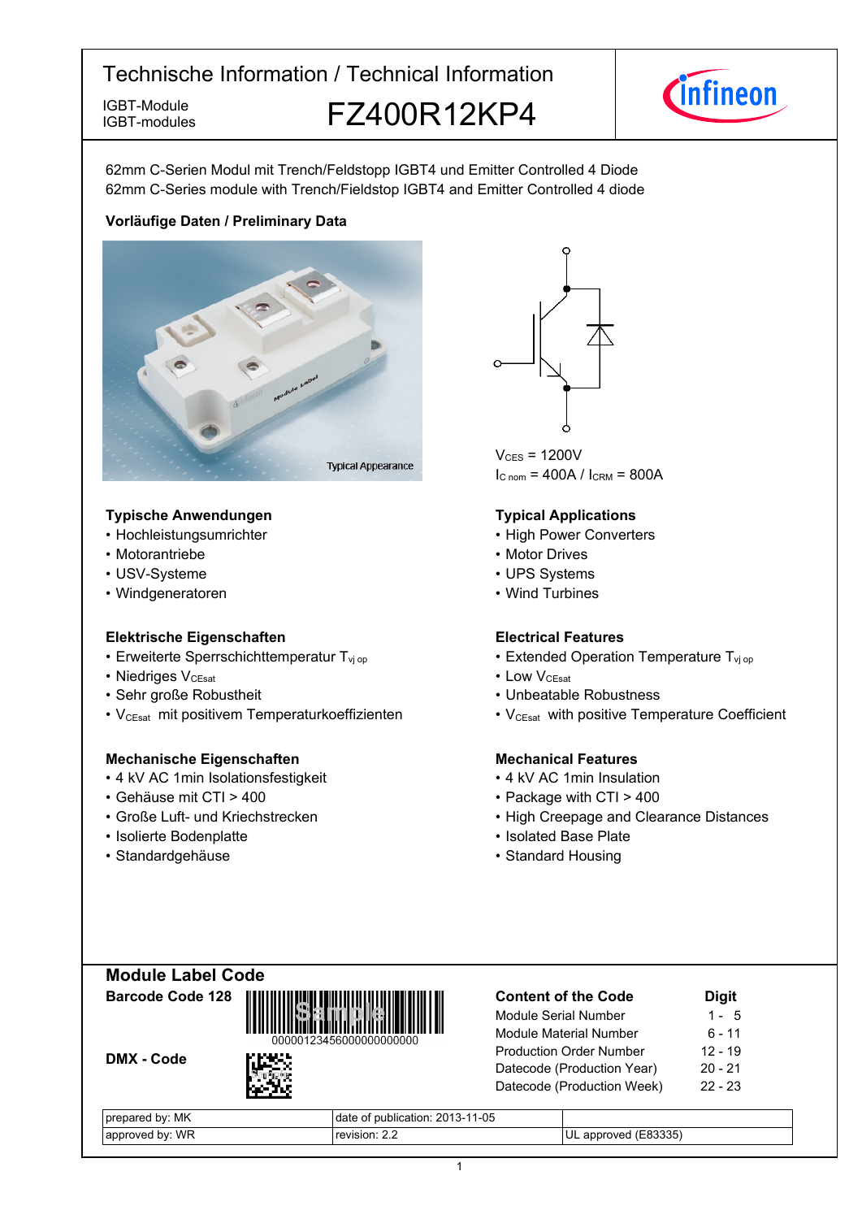# Technische Information / Technical Information

IGBT-Module
IGBT-modules

## FZ400R12KP4

62mm C-Serien Modul mit Trench/Feldstopp IGBT4 und Emitter Controlled 4 Diode
62mm C-Series module with Trench/Fieldstop IGBT4 and Emitter Controlled 4 diode

**Vorläufige Daten / Preliminary Data**

Typical Appearance

$V_{CES}$ = 1200V
$I_{C\ nom}$ = 400A / $I_{CRM}$ = 800A

### Typische Anwendungen
- Hochleistungsumrichter
- Motorantriebe
- USV-Systeme
- Windgeneratoren

### Typical Applications
- High Power Converters
- Motor Drives
- UPS Systems
- Wind Turbines

### Elektrische Eigenschaften
- Erweiterte Sperrschichttemperatur $T_{vj\ op}$
- Niedriges $V_{CEsat}$
- Sehr große Robustheit
- $V_{CEsat}$ mit positivem Temperaturkoeffizienten

### Electrical Features
- Extended Operation Temperature $T_{vj\ op}$
- Low $V_{CEsat}$
- Unbeatable Robustness
- $V_{CEsat}$ with positive Temperature Coefficient

### Mechanische Eigenschaften
- 4 kV AC 1min Isolationsfestigkeit
- Gehäuse mit CTI > 400
- Große Luft- und Kriechstrecken
- Isolierte Bodenplatte
- Standardgehäuse

### Mechanical Features
- 4 kV AC 1min Insulation
- Package with CTI > 400
- High Creepage and Clearance Distances
- Isolated Base Plate
- Standard Housing

## Module Label Code

**Barcode Code 128**

00000123456000000000000

**DMX - Code**

| Content of the Code | Digit |
|---|---|
| Module Serial Number | 1 - 5 |
| Module Material Number | 6 - 11 |
| Production Order Number | 12 - 19 |
| Datecode (Production Year) | 20 - 21 |
| Datecode (Production Week) | 22 - 23 |

| | | |
|---|---|---|
| prepared by: MK | date of publication: 2013-11-05 | |
| approved by: WR | revision: 2.2 | UL approved (E83335) |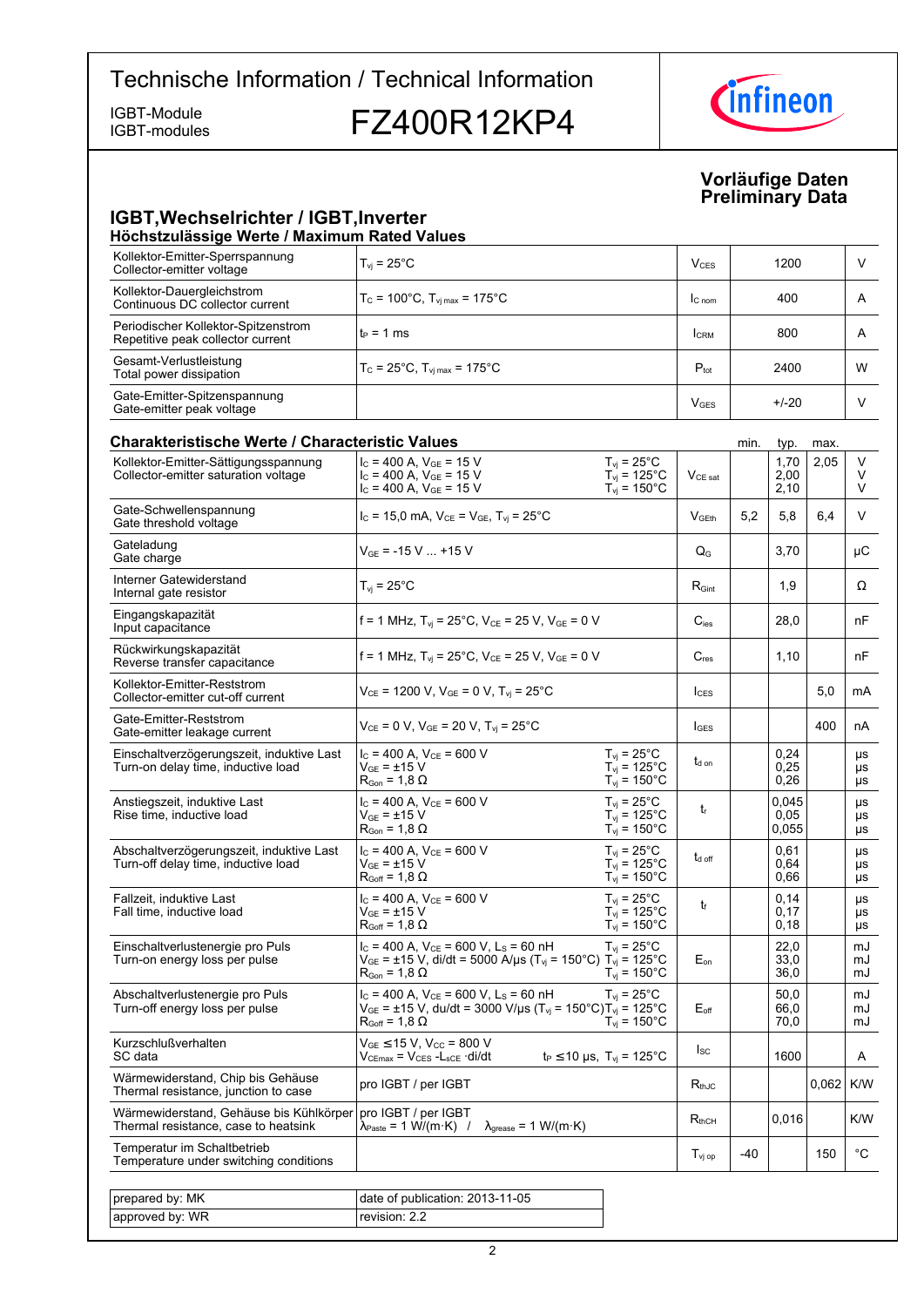# Technische Information / Technical Information

IGBT-Module
IGBT-modules

**FZ400R12KP4**

**Vorläufige Daten**
**Preliminary Data**

## IGBT,Wechselrichter / IGBT,Inverter

### Höchstzulässige Werte / Maximum Rated Values

| Parameter | Conditions | Symbol | Value | Unit |
|---|---|---|---|---|
| Kollektor-Emitter-Sperrspannung<br>Collector-emitter voltage | $T_{vj}$ = 25°C | $V_{CES}$ | 1200 | V |
| Kollektor-Dauergleichstrom<br>Continuous DC collector current | $T_C$ = 100°C, $T_{vj\,max}$ = 175°C | $I_{C\,nom}$ | 400 | A |
| Periodischer Kollektor-Spitzenstrom<br>Repetitive peak collector current | $t_P$ = 1 ms | $I_{CRM}$ | 800 | A |
| Gesamt-Verlustleistung<br>Total power dissipation | $T_C$ = 25°C, $T_{vj\,max}$ = 175°C | $P_{tot}$ | 2400 | W |
| Gate-Emitter-Spitzenspannung<br>Gate-emitter peak voltage | | $V_{GES}$ | +/-20 | V |

### Charakteristische Werte / Characteristic Values

| Parameter | Conditions | | Symbol | min. | typ. | max. | Unit |
|---|---|---|---|---|---|---|---|
| Kollektor-Emitter-Sättigungsspannung<br>Collector-emitter saturation voltage | $I_C$ = 400 A, $V_{GE}$ = 15 V<br>$I_C$ = 400 A, $V_{GE}$ = 15 V<br>$I_C$ = 400 A, $V_{GE}$ = 15 V | $T_{vj}$ = 25°C<br>$T_{vj}$ = 125°C<br>$T_{vj}$ = 150°C | $V_{CE\,sat}$ | | 1,70<br>2,00<br>2,10 | 2,05 | V<br>V<br>V |
| Gate-Schwellenspannung<br>Gate threshold voltage | $I_C$ = 15,0 mA, $V_{CE}$ = $V_{GE}$, $T_{vj}$ = 25°C | | $V_{GEth}$ | 5,2 | 5,8 | 6,4 | V |
| Gateladung<br>Gate charge | $V_{GE}$ = -15 V ... +15 V | | $Q_G$ | | 3,70 | | µC |
| Interner Gatewiderstand<br>Internal gate resistor | $T_{vj}$ = 25°C | | $R_{Gint}$ | | 1,9 | | Ω |
| Eingangskapazität<br>Input capacitance | f = 1 MHz, $T_{vj}$ = 25°C, $V_{CE}$ = 25 V, $V_{GE}$ = 0 V | | $C_{ies}$ | | 28,0 | | nF |
| Rückwirkungskapazität<br>Reverse transfer capacitance | f = 1 MHz, $T_{vj}$ = 25°C, $V_{CE}$ = 25 V, $V_{GE}$ = 0 V | | $C_{res}$ | | 1,10 | | nF |
| Kollektor-Emitter-Reststrom<br>Collector-emitter cut-off current | $V_{CE}$ = 1200 V, $V_{GE}$ = 0 V, $T_{vj}$ = 25°C | | $I_{CES}$ | | | 5,0 | mA |
| Gate-Emitter-Reststrom<br>Gate-emitter leakage current | $V_{CE}$ = 0 V, $V_{GE}$ = 20 V, $T_{vj}$ = 25°C | | $I_{GES}$ | | | 400 | nA |
| Einschaltverzögerungszeit, induktive Last<br>Turn-on delay time, inductive load | $I_C$ = 400 A, $V_{CE}$ = 600 V<br>$V_{GE}$ = ±15 V<br>$R_{Gon}$ = 1,8 Ω | $T_{vj}$ = 25°C<br>$T_{vj}$ = 125°C<br>$T_{vj}$ = 150°C | $t_{d\,on}$ | | 0,24<br>0,25<br>0,26 | | µs<br>µs<br>µs |
| Anstiegszeit, induktive Last<br>Rise time, inductive load | $I_C$ = 400 A, $V_{CE}$ = 600 V<br>$V_{GE}$ = ±15 V<br>$R_{Gon}$ = 1,8 Ω | $T_{vj}$ = 25°C<br>$T_{vj}$ = 125°C<br>$T_{vj}$ = 150°C | $t_r$ | | 0,045<br>0,05<br>0,055 | | µs<br>µs<br>µs |
| Abschaltverzögerungszeit, induktive Last<br>Turn-off delay time, inductive load | $I_C$ = 400 A, $V_{CE}$ = 600 V<br>$V_{GE}$ = ±15 V<br>$R_{Goff}$ = 1,8 Ω | $T_{vj}$ = 25°C<br>$T_{vj}$ = 125°C<br>$T_{vj}$ = 150°C | $t_{d\,off}$ | | 0,61<br>0,64<br>0,66 | | µs<br>µs<br>µs |
| Fallzeit, induktive Last<br>Fall time, inductive load | $I_C$ = 400 A, $V_{CE}$ = 600 V<br>$V_{GE}$ = ±15 V<br>$R_{Goff}$ = 1,8 Ω | $T_{vj}$ = 25°C<br>$T_{vj}$ = 125°C<br>$T_{vj}$ = 150°C | $t_f$ | | 0,14<br>0,17<br>0,18 | | µs<br>µs<br>µs |
| Einschaltverlustenergie pro Puls<br>Turn-on energy loss per pulse | $I_C$ = 400 A, $V_{CE}$ = 600 V, $L_S$ = 60 nH<br>$V_{GE}$ = ±15 V, di/dt = 5000 A/µs ($T_{vj}$ = 150°C)<br>$R_{Gon}$ = 1,8 Ω | $T_{vj}$ = 25°C<br>$T_{vj}$ = 125°C<br>$T_{vj}$ = 150°C | $E_{on}$ | | 22,0<br>33,0<br>36,0 | | mJ<br>mJ<br>mJ |
| Abschaltverlustenergie pro Puls<br>Turn-off energy loss per pulse | $I_C$ = 400 A, $V_{CE}$ = 600 V, $L_S$ = 60 nH<br>$V_{GE}$ = ±15 V, du/dt = 3000 V/µs ($T_{vj}$ = 150°C)<br>$R_{Goff}$ = 1,8 Ω | $T_{vj}$ = 25°C<br>$T_{vj}$ = 125°C<br>$T_{vj}$ = 150°C | $E_{off}$ | | 50,0<br>66,0<br>70,0 | | mJ<br>mJ<br>mJ |
| Kurzschlußverhalten<br>SC data | $V_{GE}$ ≤15 V, $V_{CC}$ = 800 V<br>$V_{CEmax}$ = $V_{CES}$ -$L_{sCE}$ ·di/dt | $t_P$ ≤10 µs, $T_{vj}$ = 125°C | $I_{SC}$ | | 1600 | | A |
| Wärmewiderstand, Chip bis Gehäuse<br>Thermal resistance, junction to case | pro IGBT / per IGBT | | $R_{thJC}$ | | | 0,062 | K/W |
| Wärmewiderstand, Gehäuse bis Kühlkörper<br>Thermal resistance, case to heatsink | pro IGBT / per IGBT<br>$\lambda_{Paste}$ = 1 W/(m·K) / $\lambda_{grease}$ = 1 W/(m·K) | | $R_{thCH}$ | | 0,016 | | K/W |
| Temperatur im Schaltbetrieb<br>Temperature under switching conditions | | | $T_{vj\,op}$ | -40 | | 150 | °C |

| | |
|---|---|
| prepared by: MK | date of publication: 2013-11-05 |
| approved by: WR | revision: 2.2 |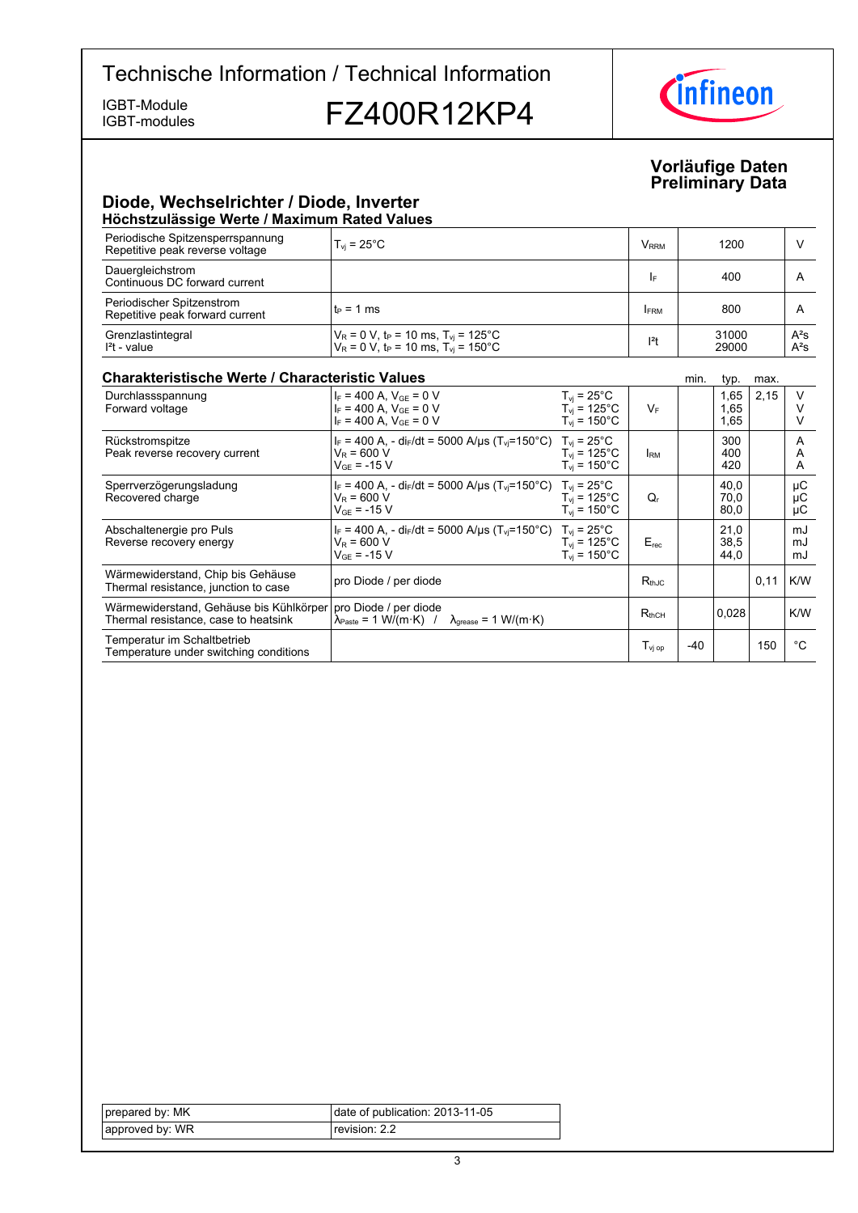# Technische Information / Technical Information

IGBT-Module
IGBT-modules

# FZ400R12KP4

**Vorläufige Daten**
**Preliminary Data**

## Diode, Wechselrichter / Diode, Inverter

### Höchstzulässige Werte / Maximum Rated Values

| | | | | |
|---|---|---|---|---|
| Periodische Spitzensperrspannung<br>Repetitive peak reverse voltage | $T_{vj}$ = 25°C | $V_{RRM}$ | 1200 | V |
| Dauergleichstrom<br>Continuous DC forward current | | $I_F$ | 400 | A |
| Periodischer Spitzenstrom<br>Repetitive peak forward current | $t_P$ = 1 ms | $I_{FRM}$ | 800 | A |
| Grenzlastintegral<br>$I^2t$ - value | $V_R$ = 0 V, $t_P$ = 10 ms, $T_{vj}$ = 125°C<br>$V_R$ = 0 V, $t_P$ = 10 ms, $T_{vj}$ = 150°C | $I^2t$ | 31000<br>29000 | $A^2s$<br>$A^2s$ |

### Charakteristische Werte / Characteristic Values

| | | | | min. | typ. | max. | |
|---|---|---|---|---|---|---|---|
| Durchlassspannung<br>Forward voltage | $I_F$ = 400 A, $V_{GE}$ = 0 V<br>$I_F$ = 400 A, $V_{GE}$ = 0 V<br>$I_F$ = 400 A, $V_{GE}$ = 0 V | $T_{vj}$ = 25°C<br>$T_{vj}$ = 125°C<br>$T_{vj}$ = 150°C | $V_F$ | | 1,65<br>1,65<br>1,65 | 2,15 | V<br>V<br>V |
| Rückstromspitze<br>Peak reverse recovery current | $I_F$ = 400 A, - $di_F/dt$ = 5000 A/µs ($T_{vj}$=150°C)<br>$V_R$ = 600 V<br>$V_{GE}$ = -15 V | $T_{vj}$ = 25°C<br>$T_{vj}$ = 125°C<br>$T_{vj}$ = 150°C | $I_{RM}$ | | 300<br>400<br>420 | | A<br>A<br>A |
| Sperrverzögerungsladung<br>Recovered charge | $I_F$ = 400 A, - $di_F/dt$ = 5000 A/µs ($T_{vj}$=150°C)<br>$V_R$ = 600 V<br>$V_{GE}$ = -15 V | $T_{vj}$ = 25°C<br>$T_{vj}$ = 125°C<br>$T_{vj}$ = 150°C | $Q_r$ | | 40,0<br>70,0<br>80,0 | | µC<br>µC<br>µC |
| Abschaltenergie pro Puls<br>Reverse recovery energy | $I_F$ = 400 A, - $di_F/dt$ = 5000 A/µs ($T_{vj}$=150°C)<br>$V_R$ = 600 V<br>$V_{GE}$ = -15 V | $T_{vj}$ = 25°C<br>$T_{vj}$ = 125°C<br>$T_{vj}$ = 150°C | $E_{rec}$ | | 21,0<br>38,5<br>44,0 | | mJ<br>mJ<br>mJ |
| Wärmewiderstand, Chip bis Gehäuse<br>Thermal resistance, junction to case | pro Diode / per diode | | $R_{thJC}$ | | | 0,11 | K/W |
| Wärmewiderstand, Gehäuse bis Kühlkörper<br>Thermal resistance, case to heatsink | pro Diode / per diode<br>$\lambda_{Paste}$ = 1 W/(m·K) / $\lambda_{grease}$ = 1 W/(m·K) | | $R_{thCH}$ | | 0,028 | | K/W |
| Temperatur im Schaltbetrieb<br>Temperature under switching conditions | | | $T_{vj\ op}$ | -40 | | 150 | °C |

| | |
|---|---|
| prepared by: MK | date of publication: 2013-11-05 |
| approved by: WR | revision: 2.2 |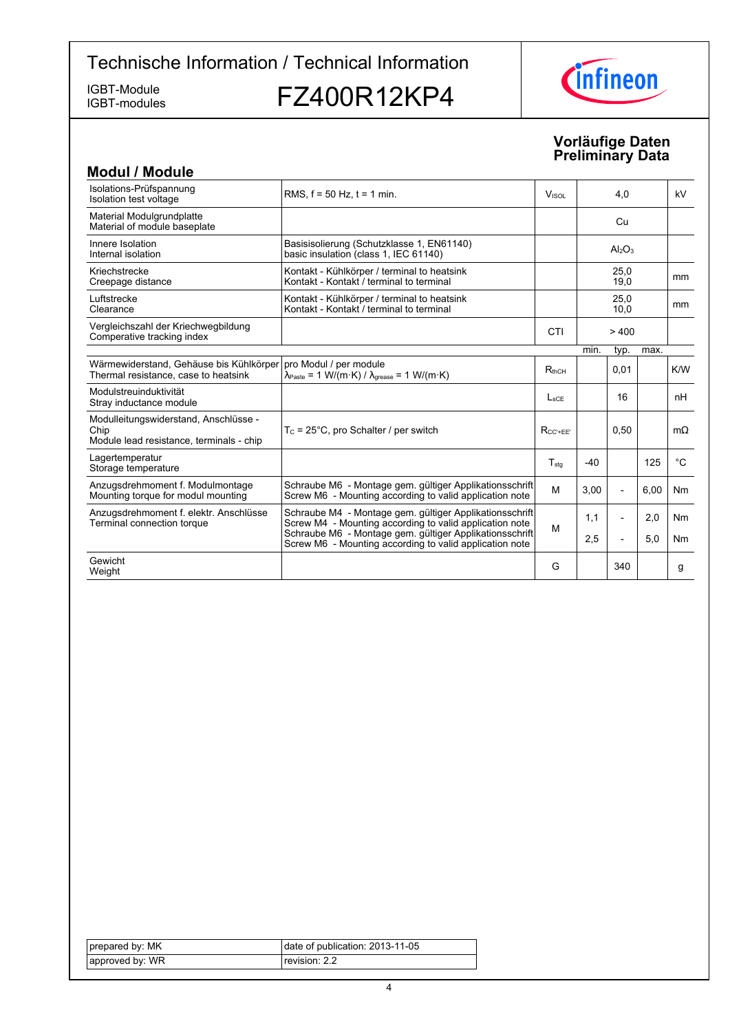# Technische Information / Technical Information

IGBT-Module
IGBT-modules

## FZ400R12KP4

**Vorläufige Daten**
**Preliminary Data**

## Modul / Module

| | | | | | | |
|---|---|---|---|---|---|---|
| Isolations-Prüfspannung<br>Isolation test voltage | RMS, f = 50 Hz, t = 1 min. | $V_{ISOL}$ | | 4,0 | | kV |
| Material Modulgrundplatte<br>Material of module baseplate | | | | Cu | | |
| Innere Isolation<br>Internal isolation | Basisisolierung (Schutzklasse 1, EN61140)<br>basic insulation (class 1, IEC 61140) | | | $Al_2O_3$ | | |
| Kriechstrecke<br>Creepage distance | Kontakt - Kühlkörper / terminal to heatsink<br>Kontakt - Kontakt / terminal to terminal | | | 25,0<br>19,0 | | mm |
| Luftstrecke<br>Clearance | Kontakt - Kühlkörper / terminal to heatsink<br>Kontakt - Kontakt / terminal to terminal | | | 25,0<br>10,0 | | mm |
| Vergleichszahl der Kriechwegbildung<br>Comperative tracking index | | CTI | | > 400 | | |
| | | | min. | typ. | max. | |
| Wärmewiderstand, Gehäuse bis Kühlkörper<br>Thermal resistance, case to heatsink | pro Modul / per module<br>$\lambda_{Paste}$ = 1 W/(m·K) / $\lambda_{grease}$ = 1 W/(m·K) | $R_{thCH}$ | | 0,01 | | K/W |
| Modulstreuinduktivität<br>Stray inductance module | | $L_{sCE}$ | | 16 | | nH |
| Modulleitungswiderstand, Anschlüsse - Chip<br>Module lead resistance, terminals - chip | $T_C$ = 25°C, pro Schalter / per switch | $R_{CC'+EE'}$ | | 0,50 | | mΩ |
| Lagertemperatur<br>Storage temperature | | $T_{stg}$ | -40 | | 125 | °C |
| Anzugsdrehmoment f. Modulmontage<br>Mounting torque for modul mounting | Schraube M6 - Montage gem. gültiger Applikationsschrift<br>Screw M6 - Mounting according to valid application note | M | 3,00 | - | 6,00 | Nm |
| Anzugsdrehmoment f. elektr. Anschlüsse<br>Terminal connection torque | Schraube M4 - Montage gem. gültiger Applikationsschrift<br>Screw M4 - Mounting according to valid application note | M | 1,1 | - | 2,0 | Nm |
| | Schraube M6 - Montage gem. gültiger Applikationsschrift<br>Screw M6 - Mounting according to valid application note | | 2,5 | - | 5,0 | Nm |
| Gewicht<br>Weight | | G | | 340 | | g |

| | |
|---|---|
| prepared by: MK | date of publication: 2013-11-05 |
| approved by: WR | revision: 2.2 |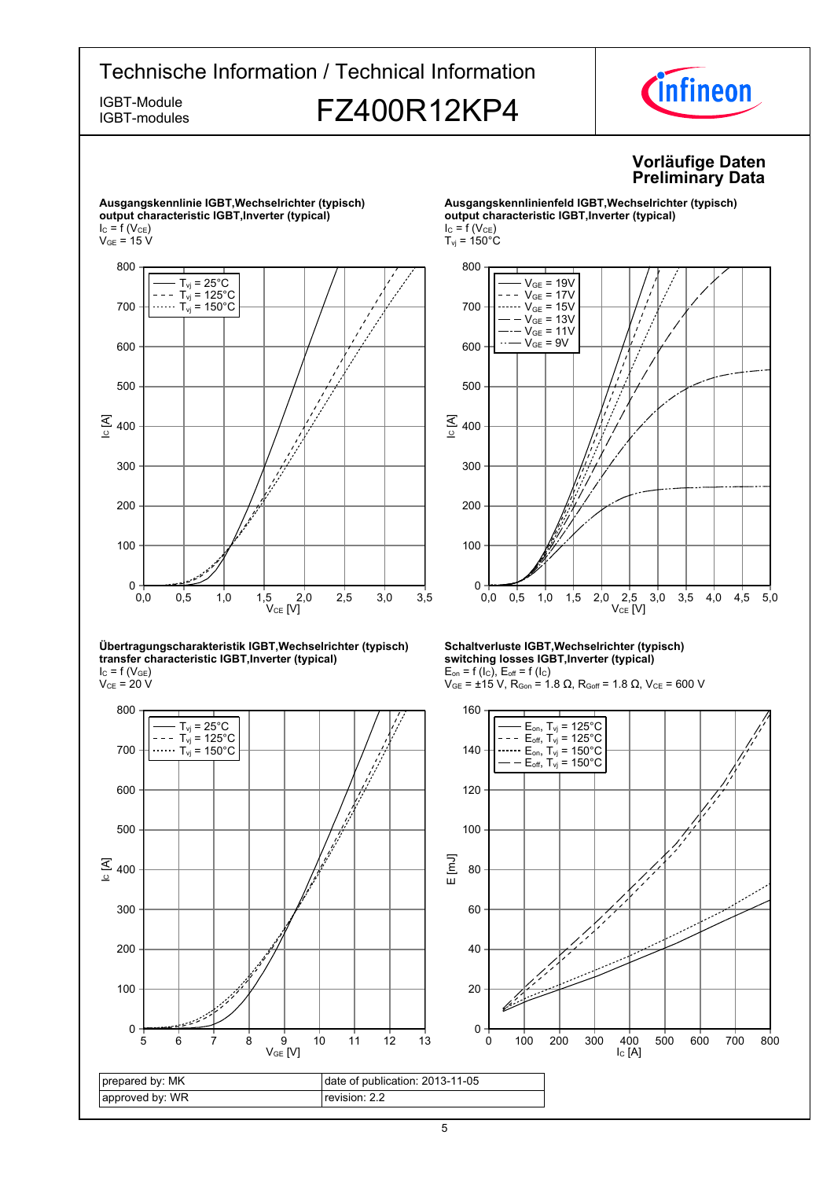# Technische Information / Technical Information

IGBT-Module
IGBT-modules

## FZ400R12KP4

**Vorläufige Daten**
**Preliminary Data**

**Ausgangskennlinie IGBT,Wechselrichter (typisch)**
**output characteristic IGBT,Inverter (typical)**
$I_C = f(V_{CE})$
$V_{GE} = 15$ V

**Ausgangskennlinienfeld IGBT,Wechselrichter (typisch)**
**output characteristic IGBT,Inverter (typical)**
$I_C = f(V_{CE})$
$T_{vj} = 150°C$

**Übertragungscharakteristik IGBT,Wechselrichter (typisch)**
**transfer characteristic IGBT,Inverter (typical)**
$I_C = f(V_{GE})$
$V_{CE} = 20$ V

**Schaltverluste IGBT,Wechselrichter (typisch)**
**switching losses IGBT,Inverter (typical)**
$E_{on} = f(I_C)$, $E_{off} = f(I_C)$
$V_{GE} = \pm15$ V, $R_{Gon} = 1.8\ \Omega$, $R_{Goff} = 1.8\ \Omega$, $V_{CE} = 600$ V

| prepared by: MK | date of publication: 2013-11-05 |
| --- | --- |
| approved by: WR | revision: 2.2 |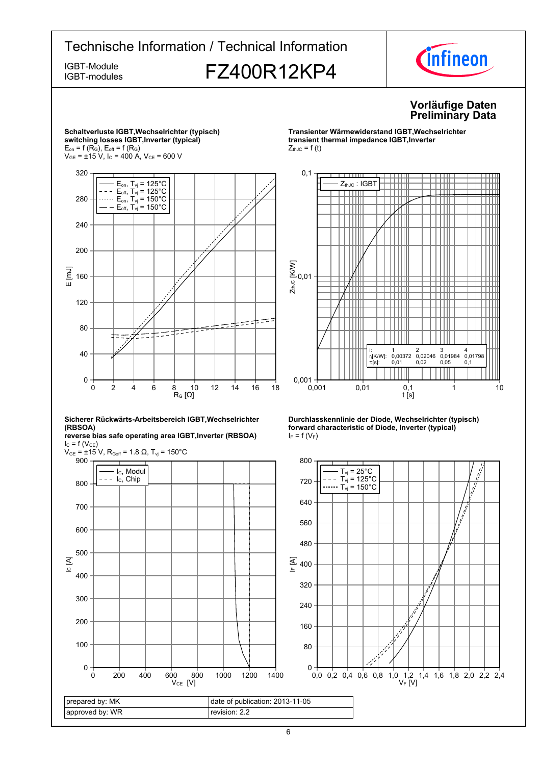# Technische Information / Technical Information

IGBT-Module
IGBT-modules

## FZ400R12KP4

**Vorläufige Daten**
**Preliminary Data**

**Schaltverluste IGBT,Wechselrichter (typisch)**
**switching losses IGBT,Inverter (typical)**
$E_{on} = f(R_G)$, $E_{off} = f(R_G)$
$V_{GE} = \pm 15$ V, $I_C = 400$ A, $V_{CE} = 600$ V

**Transienter Wärmewiderstand IGBT,Wechselrichter**
**transient thermal impedance IGBT,Inverter**
$Z_{thJC} = f(t)$

| i: | 1 | 2 | 3 | 4 |
|---|---|---|---|---|
| $r_i$[K/W]: | 0,00372 | 0,02046 | 0,01984 | 0,01798 |
| $\tau_i$[s]: | 0,01 | 0,02 | 0,05 | 0,1 |

**Sicherer Rückwärts-Arbeitsbereich IGBT,Wechselrichter (RBSOA)**
**reverse bias safe operating area IGBT,Inverter (RBSOA)**
$I_C = f(V_{CE})$
$V_{GE} = \pm 15$ V, $R_{Goff} = 1.8\ \Omega$, $T_{vj} = 150°C$

**Durchlasskennlinie der Diode, Wechselrichter (typisch)**
**forward characteristic of Diode, Inverter (typical)**
$I_F = f(V_F)$

| prepared by: MK | date of publication: 2013-11-05 |
|---|---|
| approved by: WR | revision: 2.2 |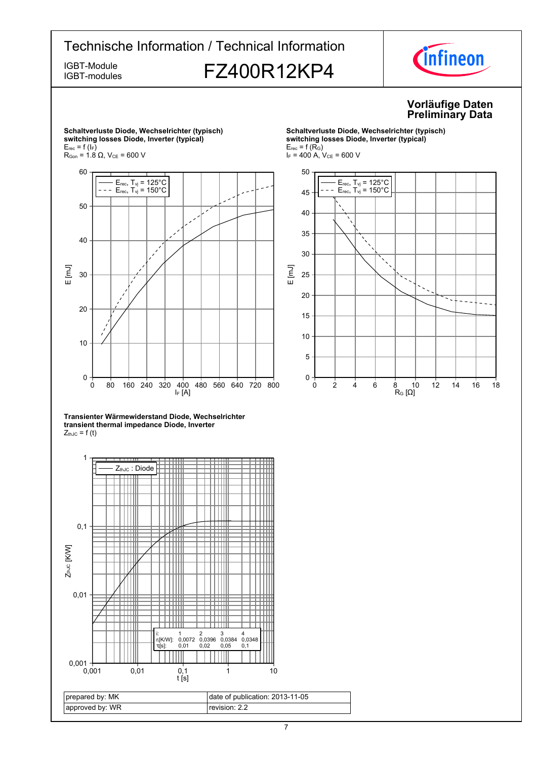**Vorläufige Daten**
**Preliminary Data**

**Schaltverluste Diode, Wechselrichter (typisch)**
**switching losses Diode, Inverter (typical)**
$E_{rec} = f(I_F)$
$R_{Gon}$ = 1.8 Ω, $V_{CE}$ = 600 V

**Schaltverluste Diode, Wechselrichter (typisch)**
**switching losses Diode, Inverter (typical)**
$E_{rec} = f(R_G)$
$I_F$ = 400 A, $V_{CE}$ = 600 V

**Transienter Wärmewiderstand Diode, Wechselrichter**
**transient thermal impedance Diode, Inverter**
$Z_{thJC} = f(t)$

| i: | 1 | 2 | 3 | 4 |
|---|---|---|---|---|
| $r_i$[K/W]: | 0,0072 | 0,0396 | 0,0384 | 0,0348 |
| $\tau_i$[s]: | 0,01 | 0,02 | 0,05 | 0,1 |

| prepared by: MK | date of publication: 2013-11-05 |
|---|---|
| approved by: WR | revision: 2.2 |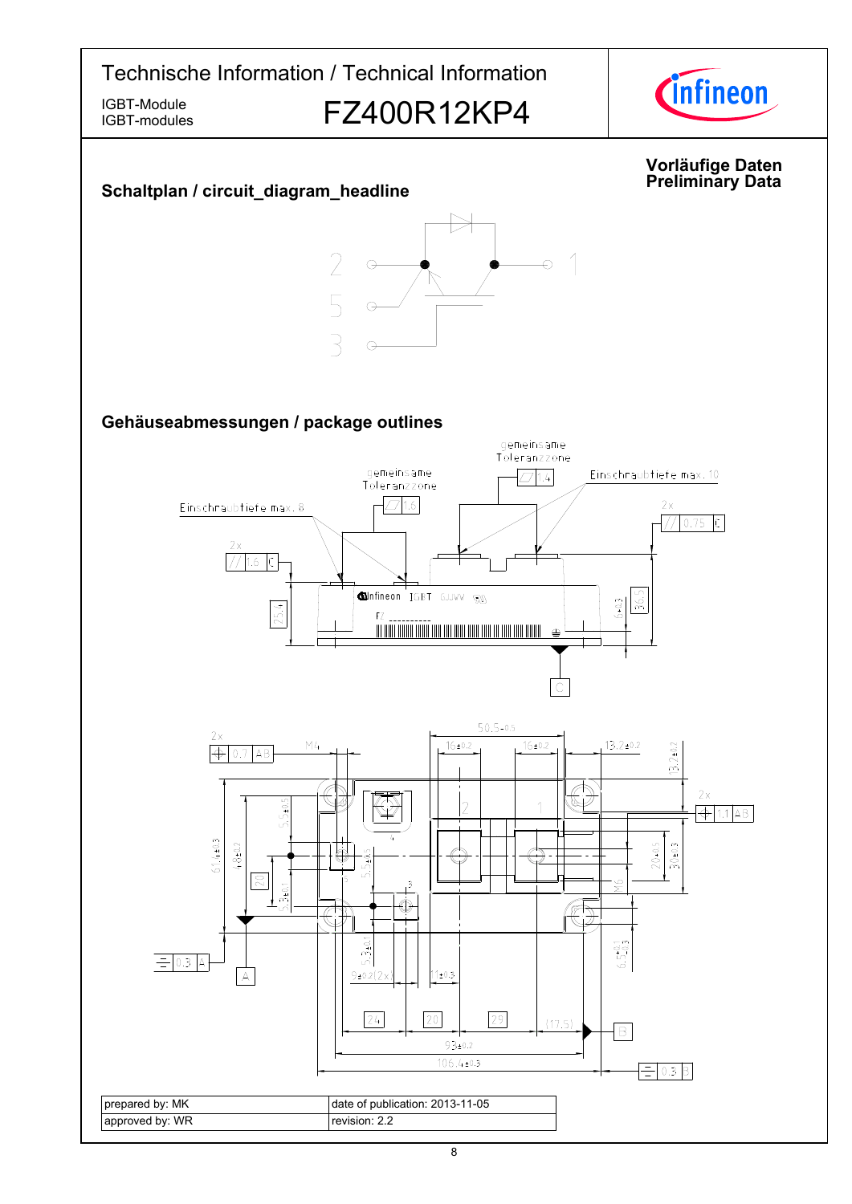# Technische Information / Technical Information

IGBT-Module
IGBT-modules

# FZ400R12KP4

**Vorläufige Daten**
**Preliminary Data**

## Schaltplan / circuit_diagram_headline

## Gehäuseabmessungen / package outlines

| prepared by: MK | date of publication: 2013-11-05 |
|---|---|
| approved by: WR | revision: 2.2 |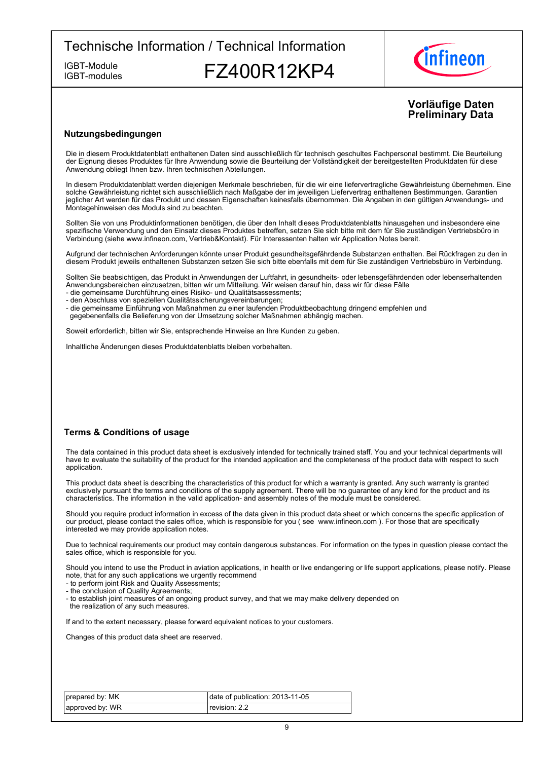# Technische Information / Technical Information

IGBT-Module
IGBT-modules

# FZ400R12KP4

**Vorläufige Daten**
**Preliminary Data**

## Nutzungsbedingungen

Die in diesem Produktdatenblatt enthaltenen Daten sind ausschließlich für technisch geschultes Fachpersonal bestimmt. Die Beurteilung der Eignung dieses Produktes für Ihre Anwendung sowie die Beurteilung der Vollständigkeit der bereitgestellten Produktdaten für diese Anwendung obliegt Ihnen bzw. Ihren technischen Abteilungen.

In diesem Produktdatenblatt werden diejenigen Merkmale beschrieben, für die wir eine liefervertragliche Gewährleistung übernehmen. Eine solche Gewährleistung richtet sich ausschließlich nach Maßgabe der im jeweiligen Liefervertrag enthaltenen Bestimmungen. Garantien jeglicher Art werden für das Produkt und dessen Eigenschaften keinesfalls übernommen. Die Angaben in den gültigen Anwendungs- und Montagehinweisen des Moduls sind zu beachten.

Sollten Sie von uns Produktinformationen benötigen, die über den Inhalt dieses Produktdatenblatts hinausgehen und insbesondere eine spezifische Verwendung und den Einsatz dieses Produktes betreffen, setzen Sie sich bitte mit dem für Sie zuständigen Vertriebsbüro in Verbindung (siehe www.infineon.com, Vertrieb&Kontakt). Für Interessenten halten wir Application Notes bereit.

Aufgrund der technischen Anforderungen könnte unser Produkt gesundheitsgefährdende Substanzen enthalten. Bei Rückfragen zu den in diesem Produkt jeweils enthaltenen Substanzen setzen Sie sich bitte ebenfalls mit dem für Sie zuständigen Vertriebsbüro in Verbindung.

Sollten Sie beabsichtigen, das Produkt in Anwendungen der Luftfahrt, in gesundheits- oder lebensgefährdenden oder lebenserhaltenden Anwendungsbereichen einzusetzen, bitten wir um Mitteilung. Wir weisen darauf hin, dass wir für diese Fälle
- die gemeinsame Durchführung eines Risiko- und Qualitätsassessments;
- den Abschluss von speziellen Qualitätssicherungsvereinbarungen;
- die gemeinsame Einführung von Maßnahmen zu einer laufenden Produktbeobachtung dringend empfehlen und gegebenenfalls die Belieferung von der Umsetzung solcher Maßnahmen abhängig machen.

Soweit erforderlich, bitten wir Sie, entsprechende Hinweise an Ihre Kunden zu geben.

Inhaltliche Änderungen dieses Produktdatenblatts bleiben vorbehalten.

## Terms & Conditions of usage

The data contained in this product data sheet is exclusively intended for technically trained staff. You and your technical departments will have to evaluate the suitability of the product for the intended application and the completeness of the product data with respect to such application.

This product data sheet is describing the characteristics of this product for which a warranty is granted. Any such warranty is granted exclusively pursuant the terms and conditions of the supply agreement. There will be no guarantee of any kind for the product and its characteristics. The information in the valid application- and assembly notes of the module must be considered.

Should you require product information in excess of the data given in this product data sheet or which concerns the specific application of our product, please contact the sales office, which is responsible for you ( see www.infineon.com ). For those that are specifically interested we may provide application notes.

Due to technical requirements our product may contain dangerous substances. For information on the types in question please contact the sales office, which is responsible for you.

Should you intend to use the Product in aviation applications, in health or live endangering or life support applications, please notify. Please note, that for any such applications we urgently recommend
- to perform joint Risk and Quality Assessments;
- the conclusion of Quality Agreements;
- to establish joint measures of an ongoing product survey, and that we may make delivery depended on the realization of any such measures.

If and to the extent necessary, please forward equivalent notices to your customers.

Changes of this product data sheet are reserved.

| | |
|---|---|
| prepared by: MK | date of publication: 2013-11-05 |
| approved by: WR | revision: 2.2 |